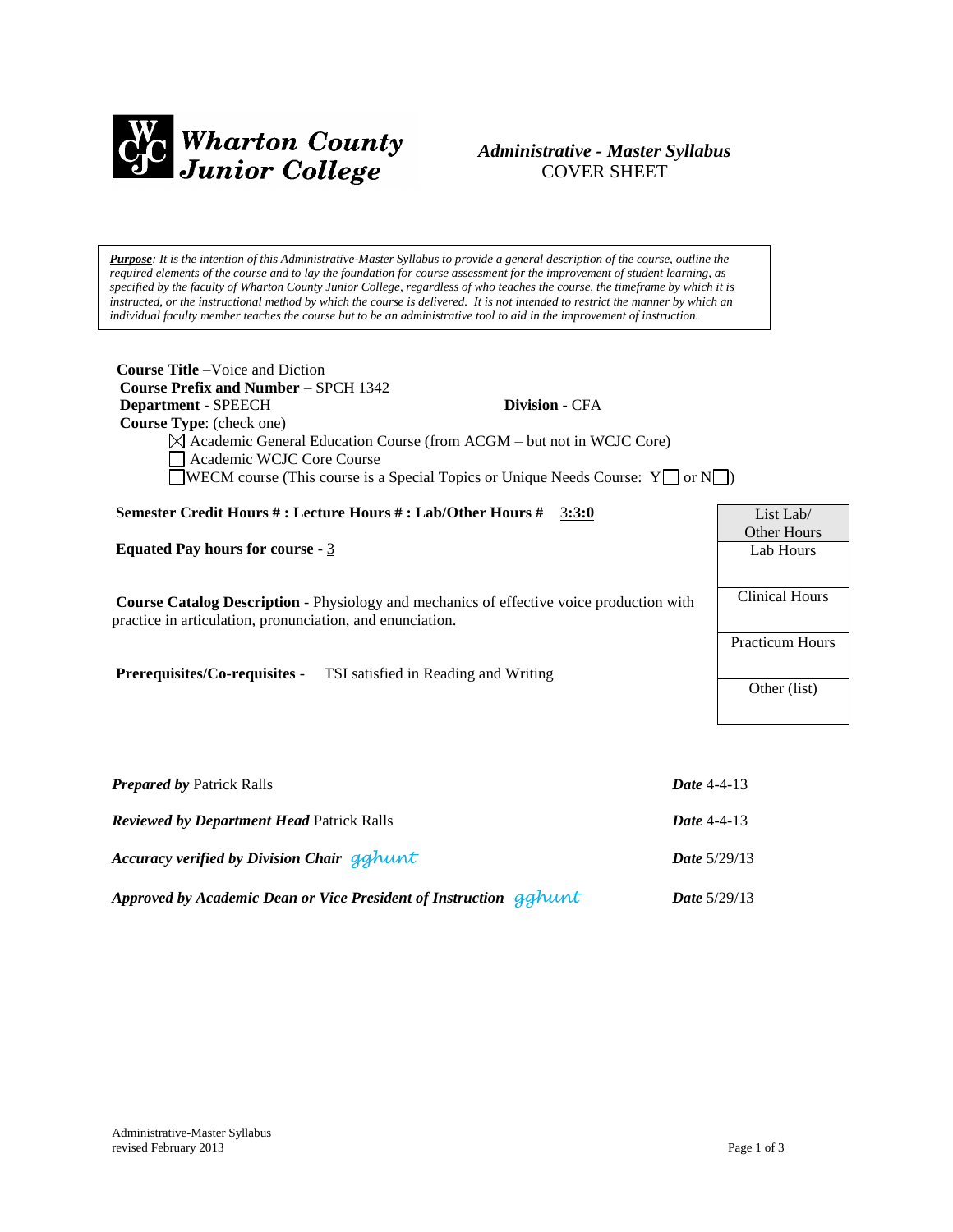# Wharton County Junior College

## *Administrative - Master Syllabus*
COVER SHEET

***Purpose**: It is the intention of this Administrative-Master Syllabus to provide a general description of the course, outline the required elements of the course and to lay the foundation for course assessment for the improvement of student learning, as specified by the faculty of Wharton County Junior College, regardless of who teaches the course, the timeframe by which it is instructed, or the instructional method by which the course is delivered. It is not intended to restrict the manner by which an individual faculty member teaches the course but to be an administrative tool to aid in the improvement of instruction.*

**Course Title** –Voice and Diction
**Course Prefix and Number** – SPCH 1342
**Department** - SPEECH **Division** - CFA
**Course Type**: (check one)

- ☒ Academic General Education Course (from ACGM – but not in WCJC Core)
- ☐ Academic WCJC Core Course
- ☐ WECM course (This course is a Special Topics or Unique Needs Course: Y☐ or N☐)

**Semester Credit Hours # : Lecture Hours # : Lab/Other Hours #** 3**:3:0**

**Equated Pay hours for course** - 3

**Course Catalog Description** - Physiology and mechanics of effective voice production with practice in articulation, pronunciation, and enunciation.

**Prerequisites/Co-requisites** - TSI satisfied in Reading and Writing

| List Lab/ Other Hours |
|---|
| Lab Hours |
| Clinical Hours |
| Practicum Hours |
| Other (list) |

***Prepared by*** Patrick Ralls — ***Date*** 4-4-13

***Reviewed by Department Head*** Patrick Ralls — ***Date*** 4-4-13

***Accuracy verified by Division Chair*** gghunt — ***Date*** 5/29/13

***Approved by Academic Dean or Vice President of Instruction*** gghunt — ***Date*** 5/29/13

Administrative-Master Syllabus
revised February 2013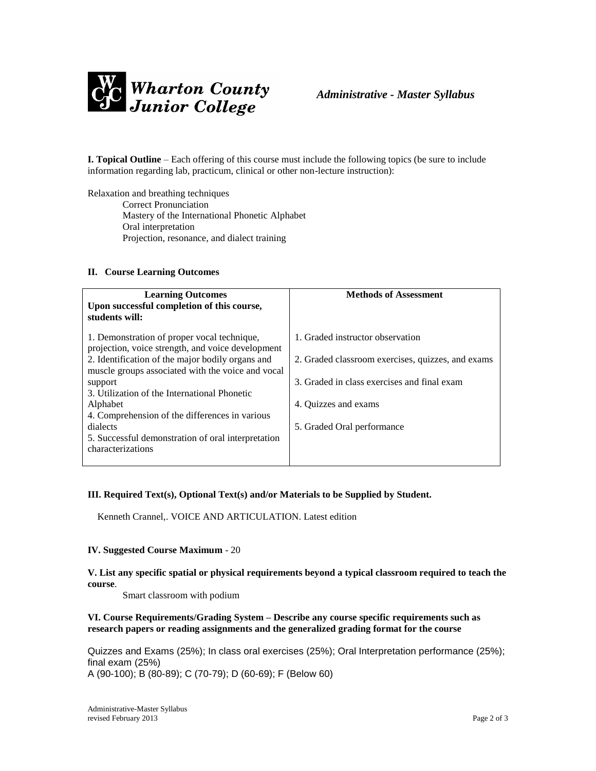**Wharton County Junior College** — *Administrative - Master Syllabus*

**I. Topical Outline** – Each offering of this course must include the following topics (be sure to include information regarding lab, practicum, clinical or other non-lecture instruction):

Relaxation and breathing techniques
- Correct Pronunciation
- Mastery of the International Phonetic Alphabet
- Oral interpretation
- Projection, resonance, and dialect training

**II. Course Learning Outcomes**

| Learning Outcomes<br>Upon successful completion of this course, students will: | Methods of Assessment |
|---|---|
| 1. Demonstration of proper vocal technique, projection, voice strength, and voice development | 1. Graded instructor observation |
| 2. Identification of the major bodily organs and muscle groups associated with the voice and vocal support | 2. Graded classroom exercises, quizzes, and exams |
| 3. Utilization of the International Phonetic Alphabet | 3. Graded in class exercises and final exam |
| 4. Comprehension of the differences in various dialects | 4. Quizzes and exams |
| 5. Successful demonstration of oral interpretation characterizations | 5. Graded Oral performance |

**III. Required Text(s), Optional Text(s) and/or Materials to be Supplied by Student.**

Kenneth Crannel,. VOICE AND ARTICULATION. Latest edition

**IV. Suggested Course Maximum** - 20

**V. List any specific spatial or physical requirements beyond a typical classroom required to teach the course**.

Smart classroom with podium

**VI. Course Requirements/Grading System – Describe any course specific requirements such as research papers or reading assignments and the generalized grading format for the course**

Quizzes and Exams (25%); In class oral exercises (25%); Oral Interpretation performance (25%); final exam (25%)
A (90-100); B (80-89); C (70-79); D (60-69); F (Below 60)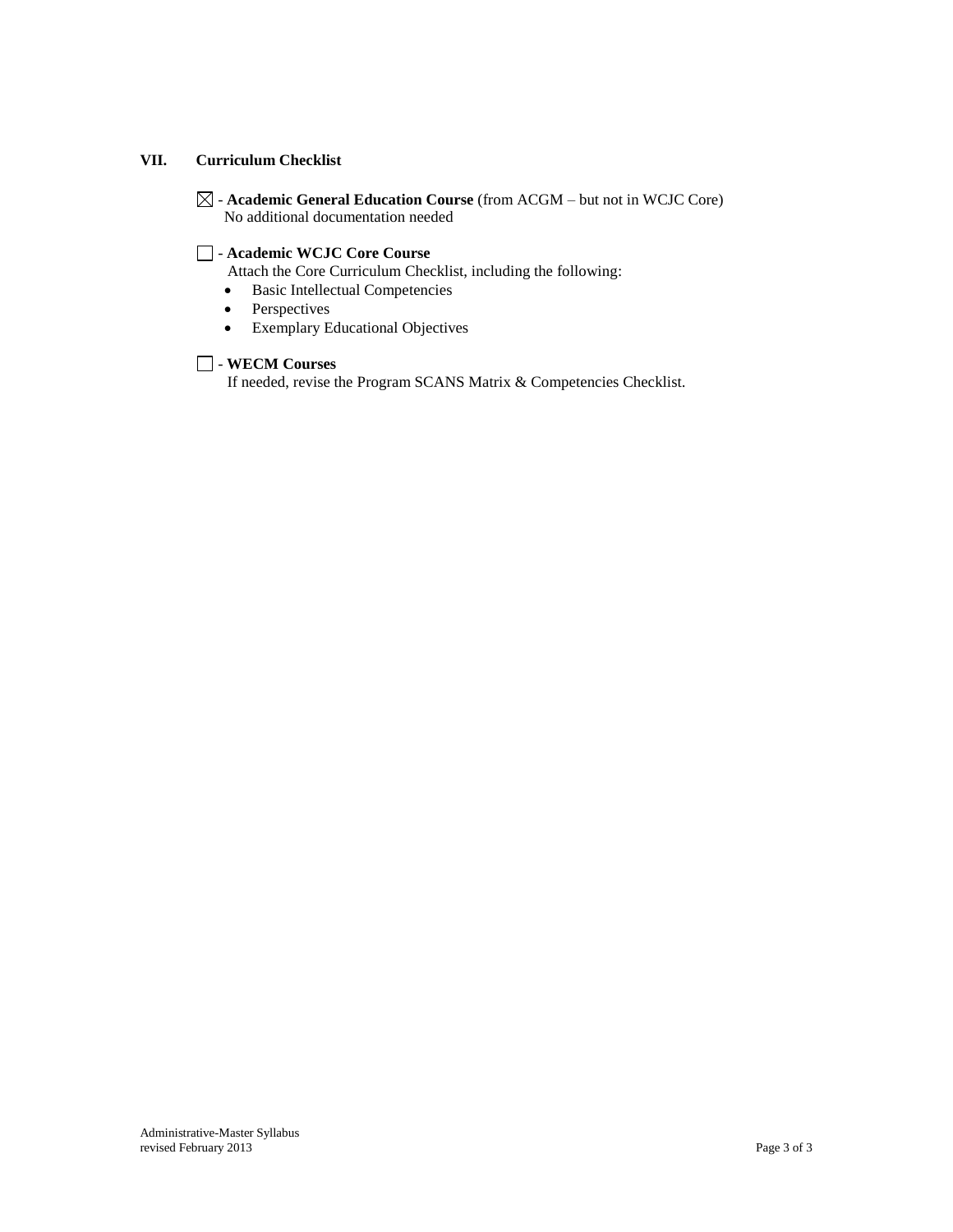## VII. Curriculum Checklist

☒ - **Academic General Education Course** (from ACGM – but not in WCJC Core)
No additional documentation needed

☐ - **Academic WCJC Core Course**
Attach the Core Curriculum Checklist, including the following:

- Basic Intellectual Competencies
- Perspectives
- Exemplary Educational Objectives

☐ - **WECM Courses**
If needed, revise the Program SCANS Matrix & Competencies Checklist.

Administrative-Master Syllabus
revised February 2013